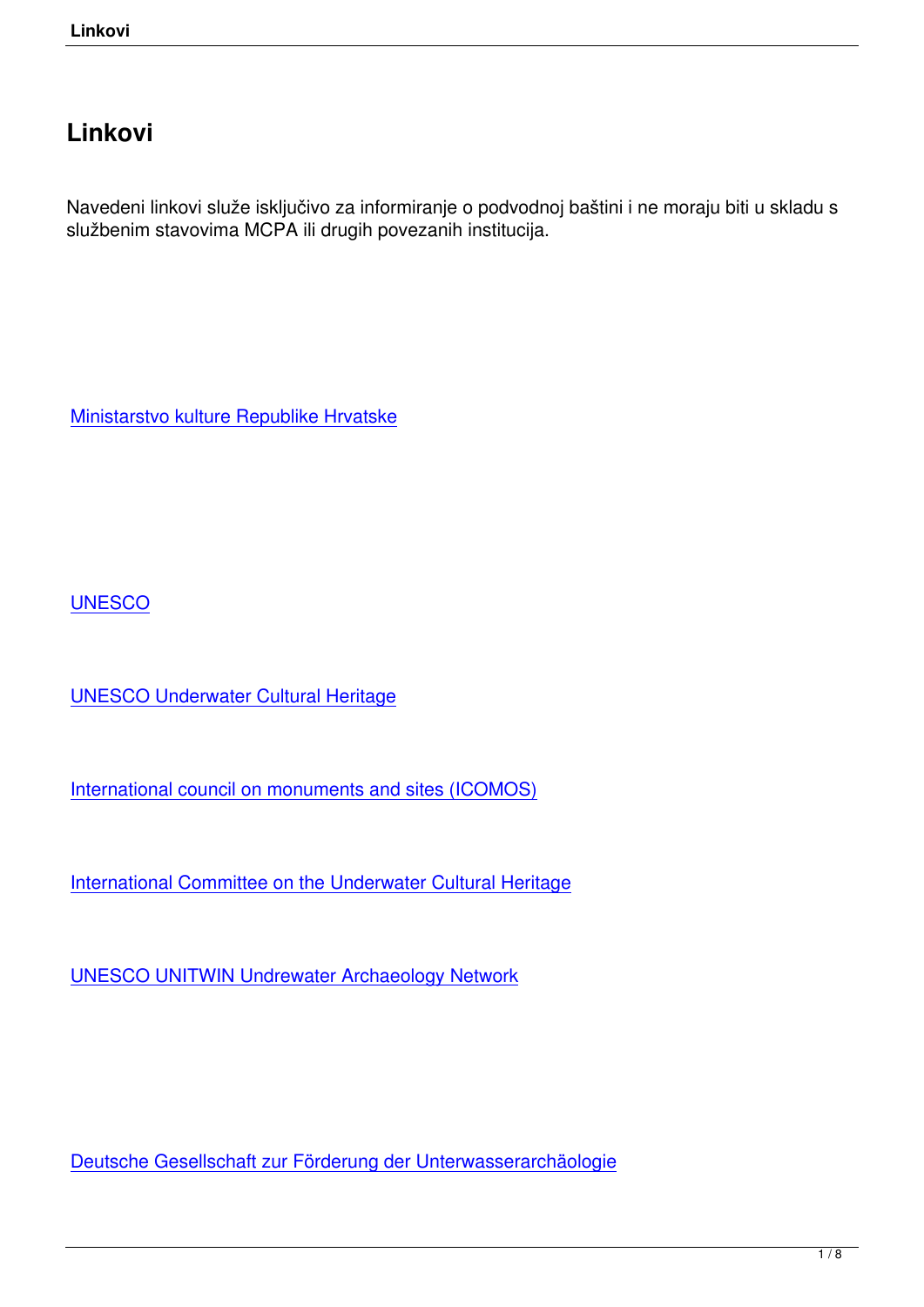# Linkovi

Navedeni linkovi služe isključivo za informiranje o podvodnoj baštini i ne moraju biti u skladu s službenim stavovima MCPA ili drugih povezanih institucija.

Ministarstvo kulture Republike Hrvatske

UNESCO

UNESCO Underwater Cultural Heritage

International council on monuments and sites (ICOMOS)

International Committee on the Underwater Cultural Heritage

UNESCO UNITWIN Undrewater Archaeology Network

Deutsche Gesellschaft zur Förderung der Unterwasserarchäologie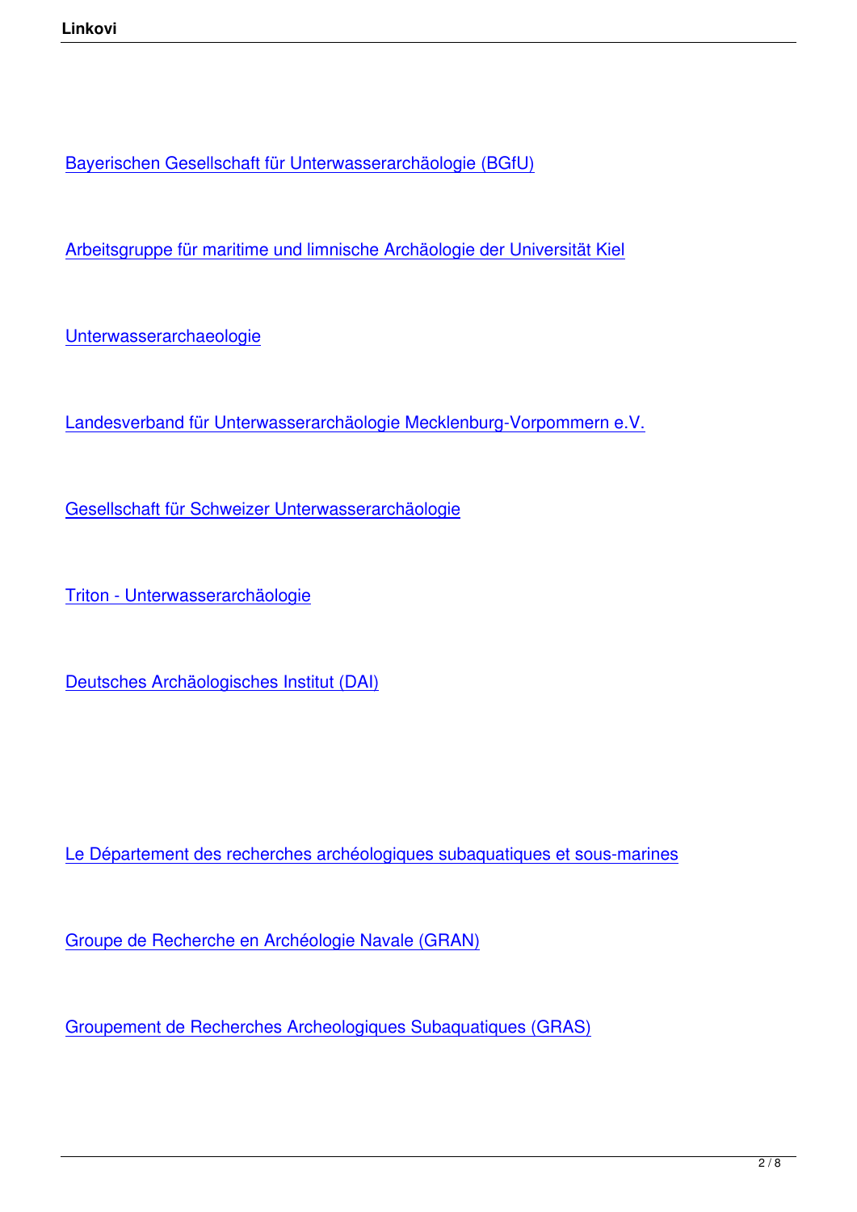Bayerischen Gesellschaft für Unterwasserarchäologie (BGfU)

Arbeitsgruppe für maritime und limnische Archäologie der Universität Kiel

Unterwasserarchaeologie

Landesverband für Unterwasserarchäologie Mecklenburg-Vorpommern e.V.

Gesellschaft für Schweizer Unterwasserarchäologie

Triton - Unterwasserarchäologie

Deutsches Archäologisches Institut (DAI)

Le Département des recherches archéologiques subaquatiques et sous-marines

Groupe de Recherche en Archéologie Navale (GRAN)

Groupement de Recherches Archeologiques Subaquatiques (GRAS)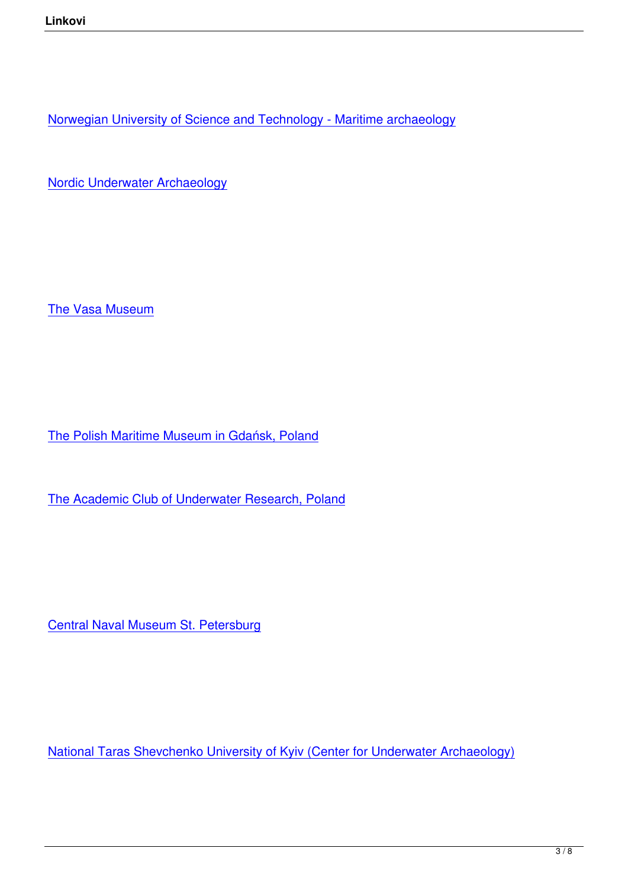Norwegian University of Science and Technology - Maritime archaeology

Nordic Underwater Archaeology

The Vasa Museum

The Polish Maritime Museum in Gdańsk, Poland

The Academic Club of Underwater Research, Poland

Central Naval Museum St. Petersburg

National Taras Shevchenko University of Kyiv (Center for Underwater Archaeology)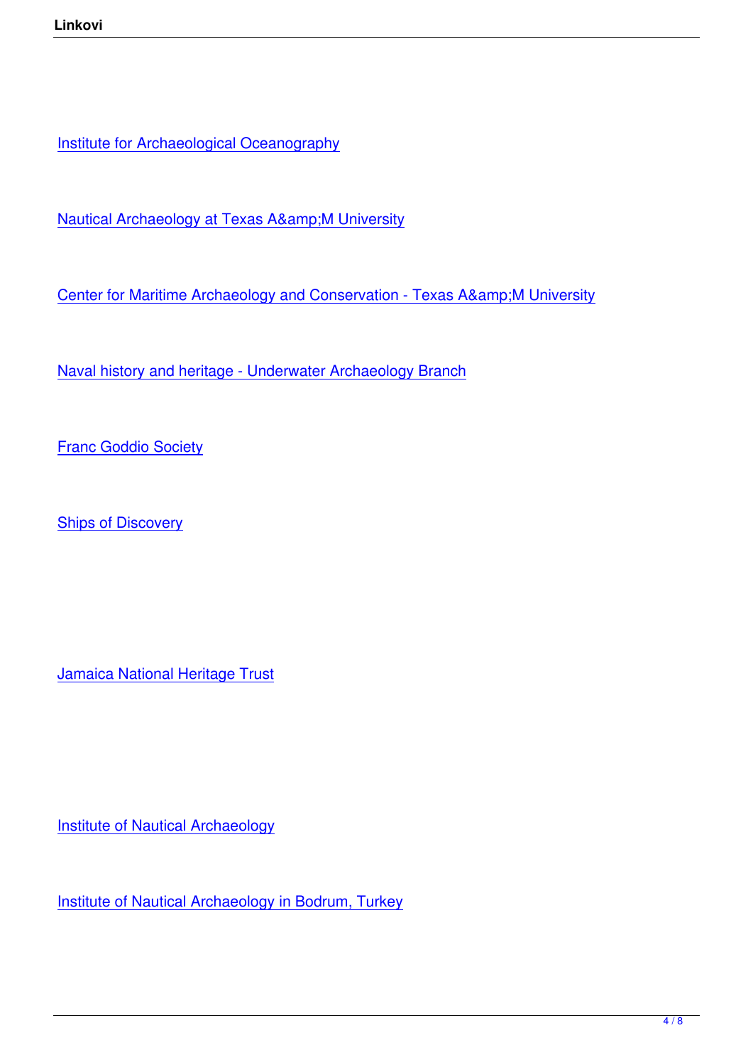Institute for Archaeological Oceanography

Nautical Archaeology at Texas A&amp;M University

Center for Maritime Archaeology and Conservation - Texas A&amp;M University

Naval history and heritage - Underwater Archaeology Branch

Franc Goddio Society

Ships of Discovery

Jamaica National Heritage Trust

Institute of Nautical Archaeology

Institute of Nautical Archaeology in Bodrum, Turkey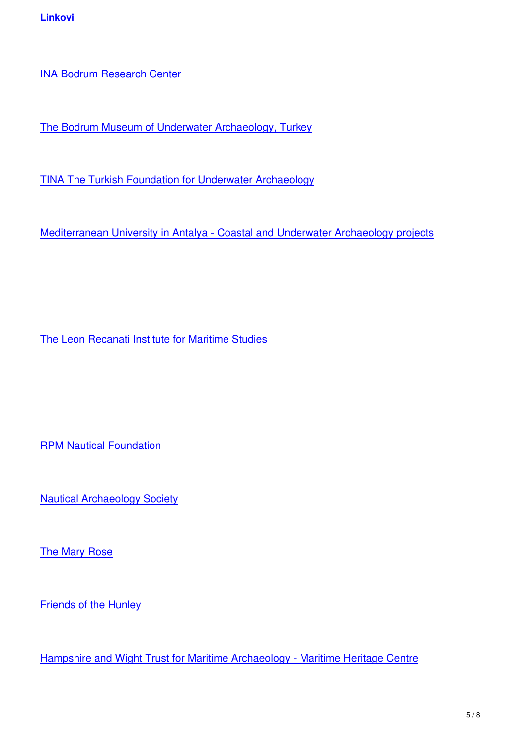INA Bodrum Research Center

The Bodrum Museum of Underwater Archaeology, Turkey

TINA The Turkish Foundation for Underwater Archaeology

Mediterranean University in Antalya - Coastal and Underwater Archaeology projects

The Leon Recanati Institute for Maritime Studies

RPM Nautical Foundation

Nautical Archaeology Society

The Mary Rose

Friends of the Hunley

Hampshire and Wight Trust for Maritime Archaeology - Maritime Heritage Centre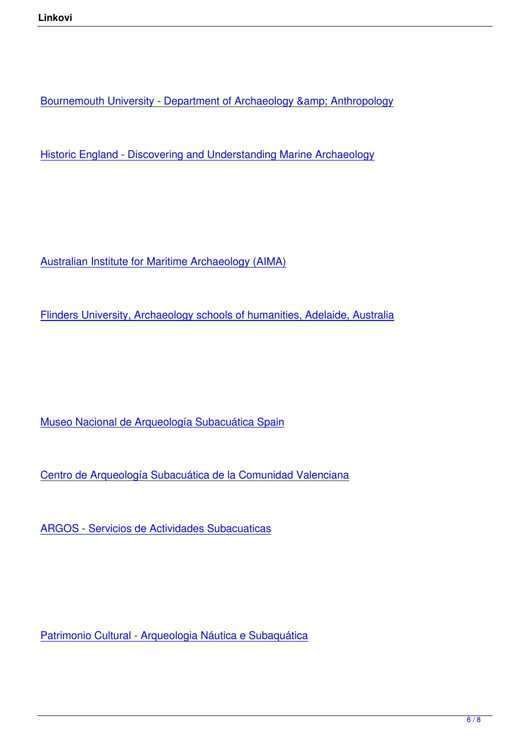Bournemouth University - Department of Archaeology &amp; Anthropology

Historic England - Discovering and Understanding Marine Archaeology

Australian Institute for Maritime Archaeology (AIMA)

Flinders University, Archaeology schools of humanities, Adelaide, Australia

Museo Nacional de Arqueología Subacuática Spain

Centro de Arqueología Subacuática de la Comunidad Valenciana

ARGOS - Servicios de Actividades Subacuaticas

Patrimonio Cultural - Arqueologia Náutica e Subaquática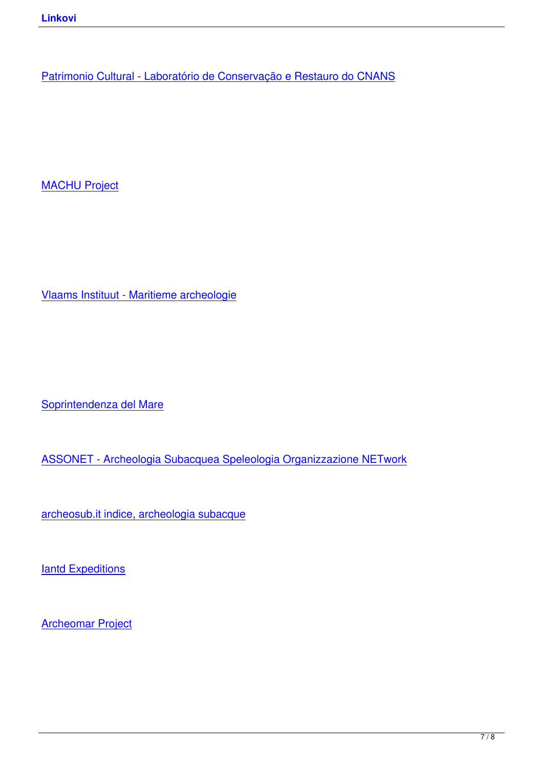Patrimonio Cultural - Laboratório de Conservação e Restauro do CNANS

MACHU Project

Vlaams Instituut - Maritieme archeologie

Soprintendenza del Mare

ASSONET - Archeologia Subacquea Speleologia Organizzazione NETwork

archeosub.it indice, archeologia subacque

Iantd Expeditions

Archeomar Project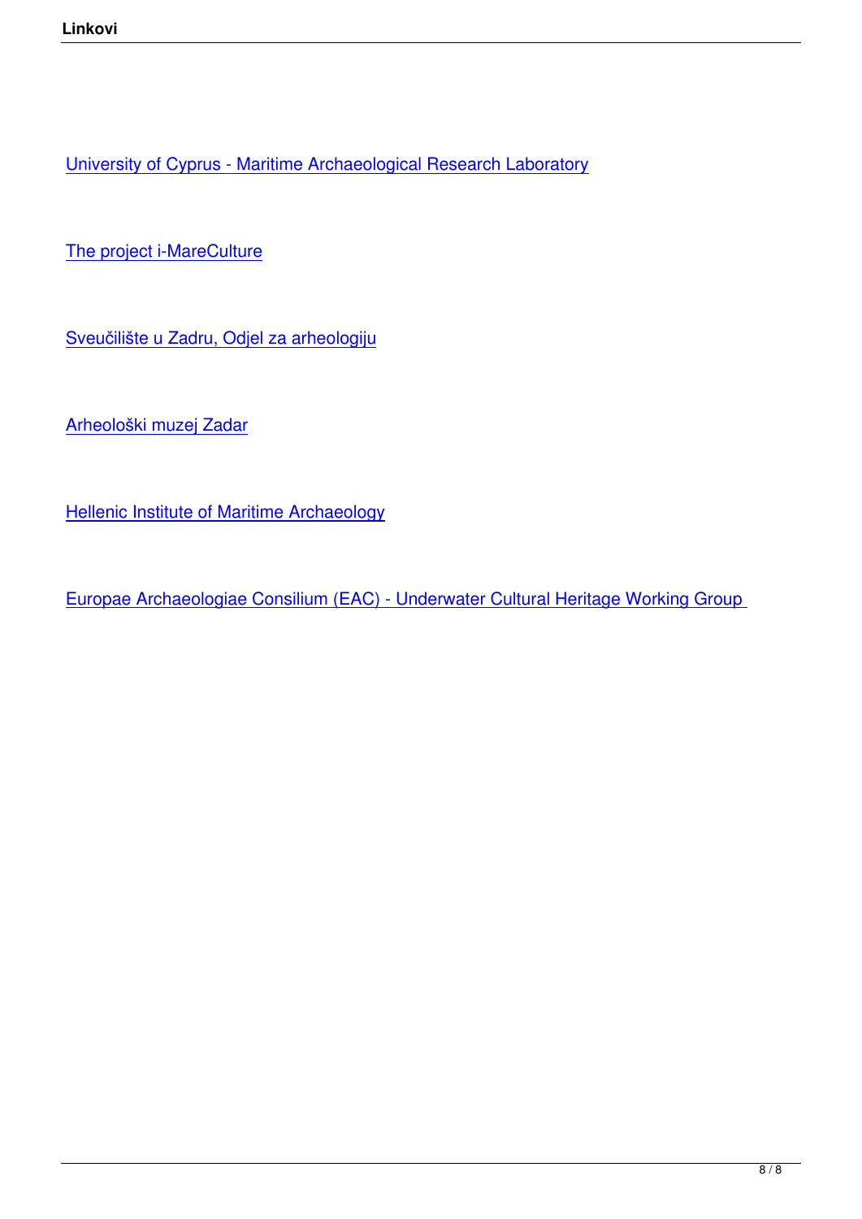University of Cyprus - Maritime Archaeological Research Laboratory

The project i-MareCulture

Sveučilište u Zadru, Odjel za arheologiju

Arheološki muzej Zadar

Hellenic Institute of Maritime Archaeology

Europae Archaeologiae Consilium (EAC) - Underwater Cultural Heritage Working Group